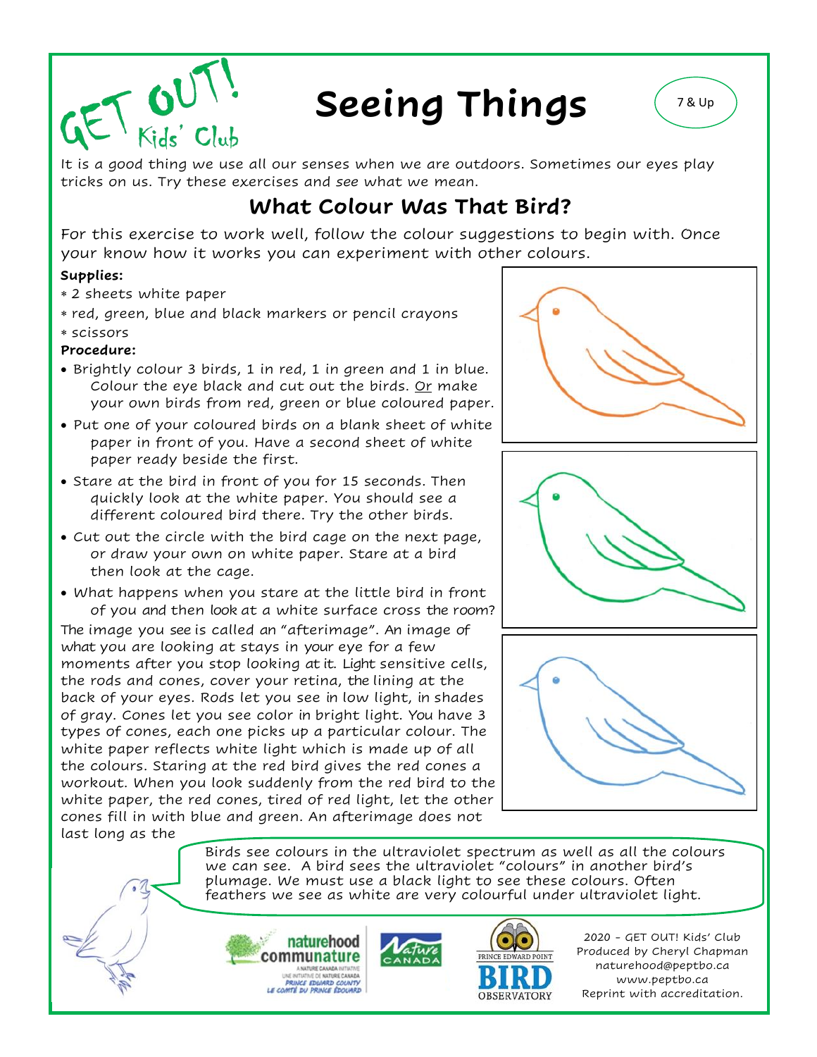GET OUT! Kids' Club

# Seeing Things

7 & Up

It is a good thing we use all our senses when we are outdoors. Sometimes our eyes play tricks on us. Try these exercises and *see* what we mean.

## What Colour Was That Bird?

For this exercise to work well, follow the colour suggestions to begin with. Once your know how it works you can experiment with other colours.

**Supplies:**

* 2 sheets white paper
* red, green, blue and black markers or pencil crayons
* scissors

**Procedure:**

- Brightly colour 3 birds, 1 in red, 1 in green and 1 in blue. Colour the eye black and cut out the birds. Or make your own birds from red, green or blue coloured paper.
- Put one of your coloured birds on a blank sheet of white paper in front of you. Have a second sheet of white paper ready beside the first.
- Stare at the bird in front of you for 15 seconds. Then quickly look at the white paper. You should see a different coloured bird there. Try the other birds.
- Cut out the circle with the bird cage on the next page, or draw your own on white paper. Stare at a bird then look at the cage.
- What happens when you stare at the little bird in front of you and then look at a white surface cross the room?

The image you see is called an "afterimage". An image of what you are looking at stays in your eye for a few moments after you stop looking at it. Light sensitive cells, the rods and cones, cover your retina, the lining at the back of your eyes. Rods let you see in low light, in shades of gray. Cones let you see color in bright light. You have 3 types of cones, each one picks up a particular colour. The white paper reflects white light which is made up of all the colours. Staring at the red bird gives the red cones a workout. When you look suddenly from the red bird to the white paper, the red cones, tired of red light, let the other cones fill in with blue and green. An afterimage does not last long as the

Birds see colours in the ultraviolet spectrum as well as all the colours we can see. A bird sees the ultraviolet "colours" in another bird's plumage. We must use a black light to see these colours. Often feathers we see as white are very colourful under ultraviolet light.

2020 - GET OUT! Kids' Club
Produced by Cheryl Chapman
naturehood@peptbo.ca
www.peptbo.ca
Reprint with accreditation.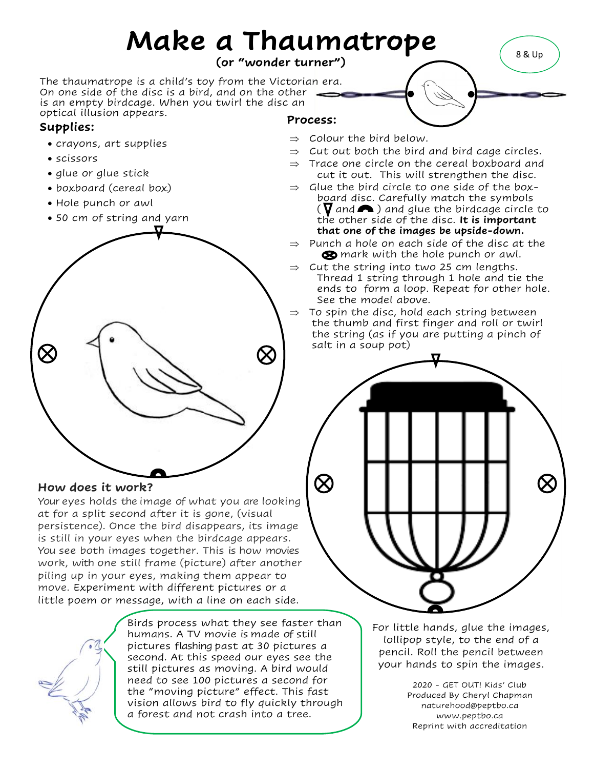# Make a Thaumatrope

**(or "wonder turner")**

8 & Up

The thaumatrope is a child's toy from the Victorian era. On one side of the disc is a bird, and on the other is an empty birdcage. When you twirl the disc an optical illusion appears.

## Supplies:

- crayons, art supplies
- scissors
- glue or glue stick
- boxboard (cereal box)
- Hole punch or awl
- 50 cm of string and yarn

## Process:

⇒ Colour the bird below.

⇒ Cut out both the bird and bird cage circles.

⇒ Trace one circle on the cereal boxboard and cut it out. This will strengthen the disc.

⇒ Glue the bird circle to one side of the box-board disc. Carefully match the symbols (▽ and ◓) and glue the birdcage circle to the other side of the disc. **It is important that one of the images be upside-down.**

⇒ Punch a hole on each side of the disc at the ⊗ mark with the hole punch or awl.

⇒ Cut the string into two 25 cm lengths. Thread 1 string through 1 hole and tie the ends to form a loop. Repeat for other hole. See the model above.

⇒ To spin the disc, hold each string between the thumb and first finger and roll or twirl the string (as if you are putting a pinch of salt in a soup pot)

## How does it work?

Your eyes holds the image of what you are looking at for a split second after it is gone, (visual persistence). Once the bird disappears, its image is still in your eyes when the birdcage appears. You see both images together. This is how movies work, with one still frame (picture) after another piling up in your eyes, making them appear to move. Experiment with different pictures or a little poem or message, with a line on each side.

Birds process what they see faster than humans. A TV movie is made of still pictures flashing past at 30 pictures a second. At this speed our eyes see the still pictures as moving. A bird would need to see 100 pictures a second for the "moving picture" effect. This fast vision allows bird to fly quickly through a forest and not crash into a tree.

For little hands, glue the images, lollipop style, to the end of a pencil. Roll the pencil between your hands to spin the images.

2020 - GET OUT! Kids' Club
Produced By Cheryl Chapman
naturehood@peptbo.ca
www.peptbo.ca
Reprint with accreditation